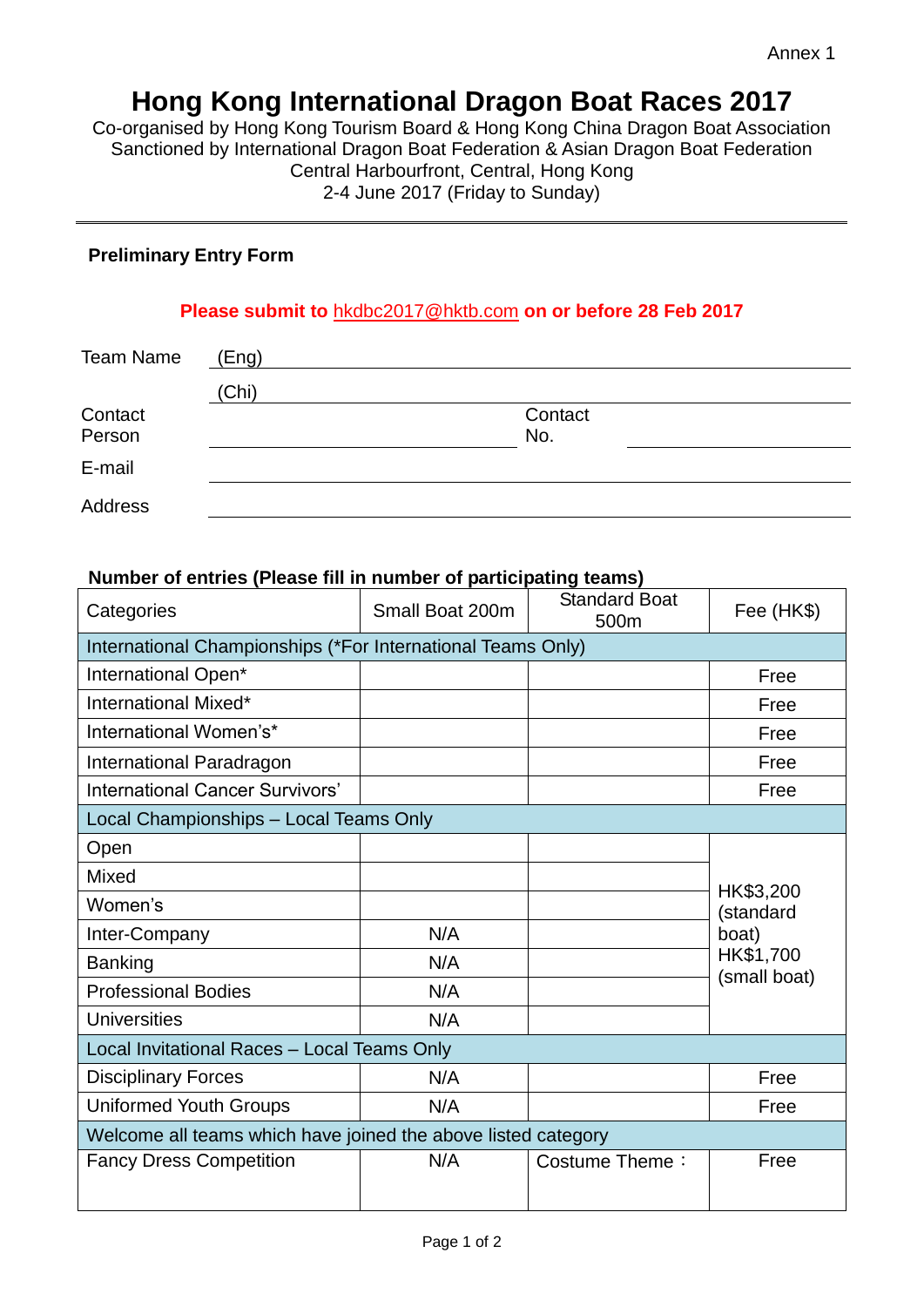Annex 1

# Hong Kong International Dragon Boat Races 2017

Co-organised by Hong Kong Tourism Board & Hong Kong China Dragon Boat Association
Sanctioned by International Dragon Boat Federation & Asian Dragon Boat Federation
Central Harbourfront, Central, Hong Kong
2-4 June 2017 (Friday to Sunday)

---

**Preliminary Entry Form**

**Please submit to hkdbc2017@hktb.com on or before 28 Feb 2017**

Team Name (Eng) ______________________________

(Chi) ______________________________

Contact Person ______________________ Contact No. ______________________

E-mail ______________________________

Address ______________________________

**Number of entries (Please fill in number of participating teams)**

| Categories | Small Boat 200m | Standard Boat 500m | Fee (HK$) |
|---|---|---|---|
| International Championships (*For International Teams Only) | | | |
| International Open* | | | Free |
| International Mixed* | | | Free |
| International Women's* | | | Free |
| International Paradragon | | | Free |
| International Cancer Survivors' | | | Free |
| Local Championships – Local Teams Only | | | |
| Open | | | HK$3,200 (standard boat) HK$1,700 (small boat) |
| Mixed | | | |
| Women's | | | |
| Inter-Company | N/A | | |
| Banking | N/A | | |
| Professional Bodies | N/A | | |
| Universities | N/A | | |
| Local Invitational Races – Local Teams Only | | | |
| Disciplinary Forces | N/A | | Free |
| Uniformed Youth Groups | N/A | | Free |
| Welcome all teams which have joined the above listed category | | | |
| Fancy Dress Competition | N/A | Costume Theme： | Free |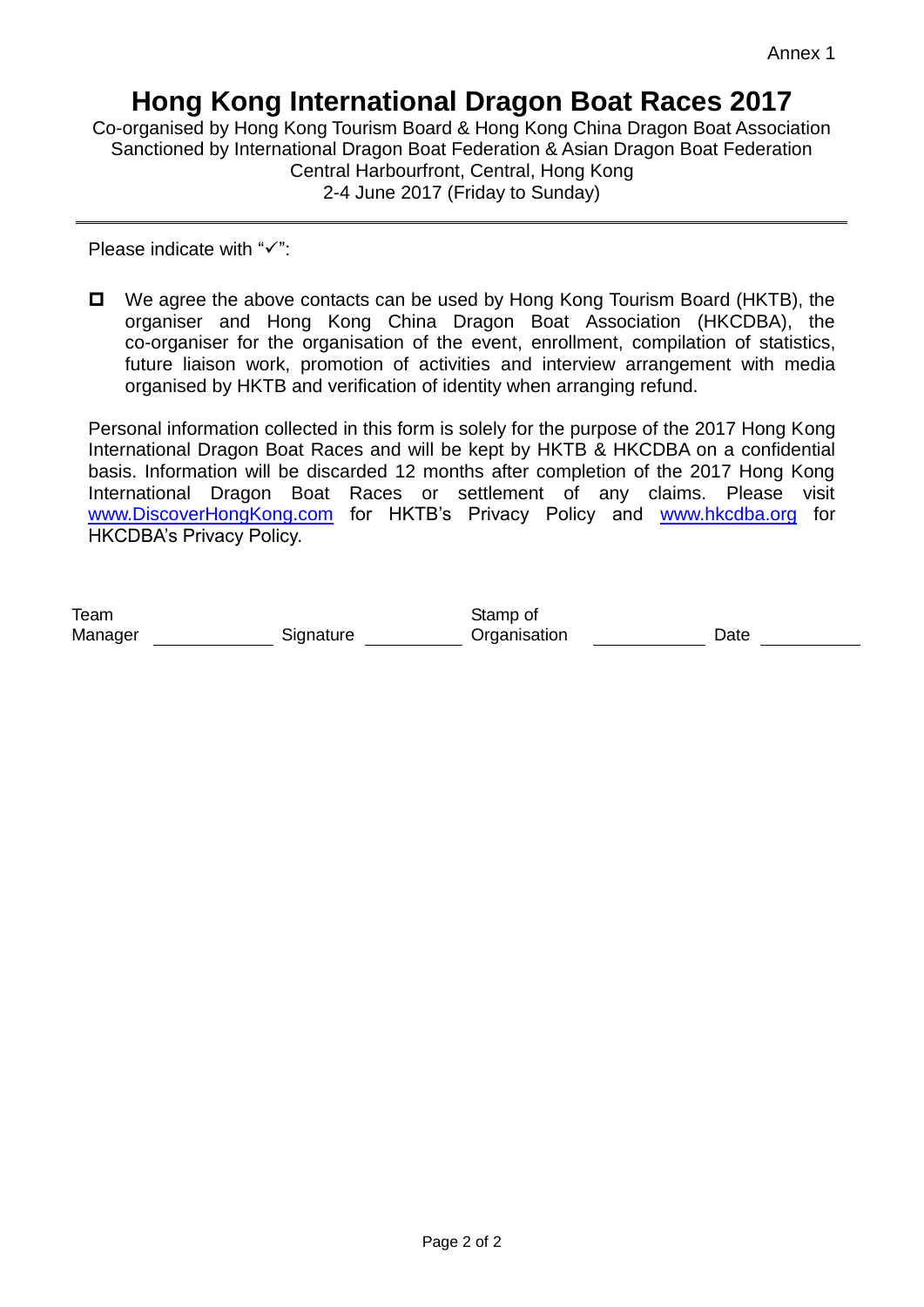Annex 1

# Hong Kong International Dragon Boat Races 2017

Co-organised by Hong Kong Tourism Board & Hong Kong China Dragon Boat Association
Sanctioned by International Dragon Boat Federation & Asian Dragon Boat Federation
Central Harbourfront, Central, Hong Kong
2-4 June 2017 (Friday to Sunday)

---

Please indicate with "✓":

- ☐ We agree the above contacts can be used by Hong Kong Tourism Board (HKTB), the organiser and Hong Kong China Dragon Boat Association (HKCDBA), the co-organiser for the organisation of the event, enrollment, compilation of statistics, future liaison work, promotion of activities and interview arrangement with media organised by HKTB and verification of identity when arranging refund.

Personal information collected in this form is solely for the purpose of the 2017 Hong Kong International Dragon Boat Races and will be kept by HKTB & HKCDBA on a confidential basis. Information will be discarded 12 months after completion of the 2017 Hong Kong International Dragon Boat Races or settlement of any claims. Please visit www.DiscoverHongKong.com for HKTB's Privacy Policy and www.hkcdba.org for HKCDBA's Privacy Policy.

Team Manager ____________ Signature ____________ Stamp of Organisation ____________ Date ____________